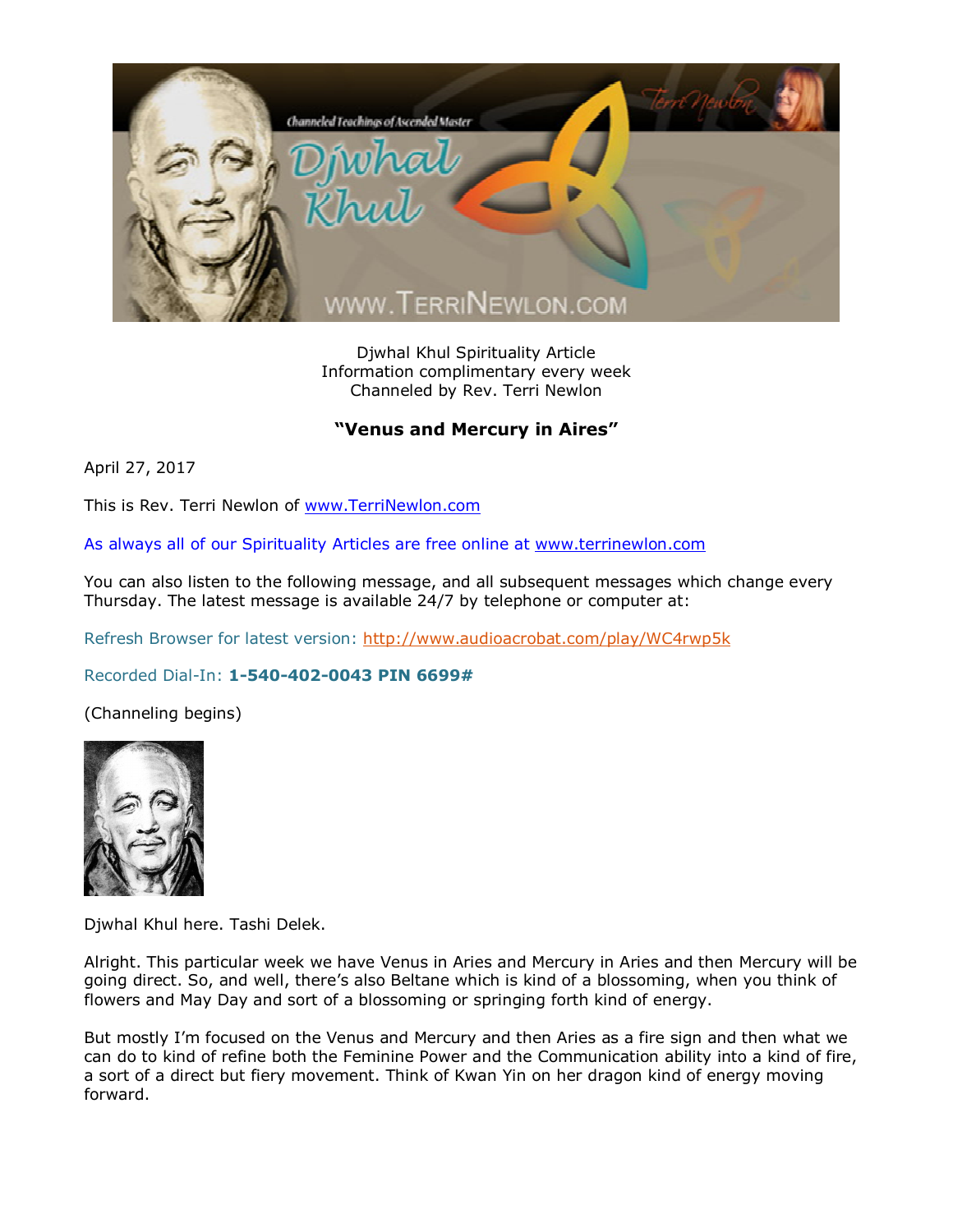Djwhal Khul Spirituality Article
Information complimentary every week
Channeled by Rev. Terri Newlon

## "Venus and Mercury in Aires"

April 27, 2017

This is Rev. Terri Newlon of www.TerriNewlon.com

As always all of our Spirituality Articles are free online at www.terrinewlon.com

You can also listen to the following message, and all subsequent messages which change every Thursday. The latest message is available 24/7 by telephone or computer at:

Refresh Browser for latest version: http://www.audioacrobat.com/play/WC4rwp5k

Recorded Dial-In: **1-540-402-0043 PIN 6699#**

(Channeling begins)

Djwhal Khul here. Tashi Delek.

Alright. This particular week we have Venus in Aries and Mercury in Aries and then Mercury will be going direct. So, and well, there's also Beltane which is kind of a blossoming, when you think of flowers and May Day and sort of a blossoming or springing forth kind of energy.

But mostly I'm focused on the Venus and Mercury and then Aries as a fire sign and then what we can do to kind of refine both the Feminine Power and the Communication ability into a kind of fire, a sort of a direct but fiery movement. Think of Kwan Yin on her dragon kind of energy moving forward.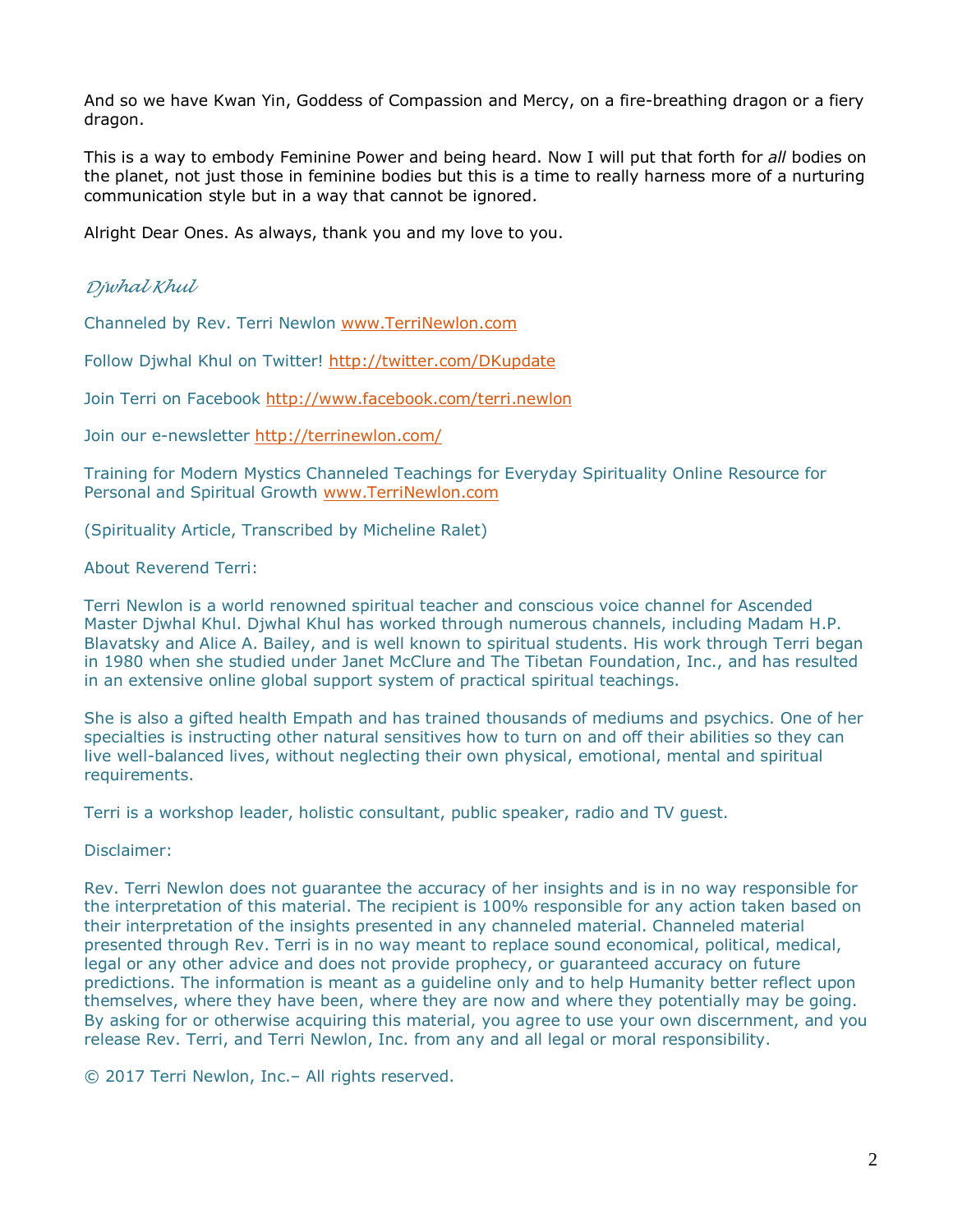And so we have Kwan Yin, Goddess of Compassion and Mercy, on a fire-breathing dragon or a fiery dragon.

This is a way to embody Feminine Power and being heard. Now I will put that forth for *all* bodies on the planet, not just those in feminine bodies but this is a time to really harness more of a nurturing communication style but in a way that cannot be ignored.

Alright Dear Ones. As always, thank you and my love to you.

*Djwhal Khul*

Channeled by Rev. Terri Newlon www.TerriNewlon.com

Follow Djwhal Khul on Twitter! http://twitter.com/DKupdate

Join Terri on Facebook http://www.facebook.com/terri.newlon

Join our e-newsletter http://terrinewlon.com/

Training for Modern Mystics Channeled Teachings for Everyday Spirituality Online Resource for Personal and Spiritual Growth www.TerriNewlon.com

(Spirituality Article, Transcribed by Micheline Ralet)

About Reverend Terri:

Terri Newlon is a world renowned spiritual teacher and conscious voice channel for Ascended Master Djwhal Khul. Djwhal Khul has worked through numerous channels, including Madam H.P. Blavatsky and Alice A. Bailey, and is well known to spiritual students. His work through Terri began in 1980 when she studied under Janet McClure and The Tibetan Foundation, Inc., and has resulted in an extensive online global support system of practical spiritual teachings.

She is also a gifted health Empath and has trained thousands of mediums and psychics. One of her specialties is instructing other natural sensitives how to turn on and off their abilities so they can live well-balanced lives, without neglecting their own physical, emotional, mental and spiritual requirements.

Terri is a workshop leader, holistic consultant, public speaker, radio and TV guest.

Disclaimer:

Rev. Terri Newlon does not guarantee the accuracy of her insights and is in no way responsible for the interpretation of this material. The recipient is 100% responsible for any action taken based on their interpretation of the insights presented in any channeled material. Channeled material presented through Rev. Terri is in no way meant to replace sound economical, political, medical, legal or any other advice and does not provide prophecy, or guaranteed accuracy on future predictions. The information is meant as a guideline only and to help Humanity better reflect upon themselves, where they have been, where they are now and where they potentially may be going. By asking for or otherwise acquiring this material, you agree to use your own discernment, and you release Rev. Terri, and Terri Newlon, Inc. from any and all legal or moral responsibility.

© 2017 Terri Newlon, Inc.– All rights reserved.